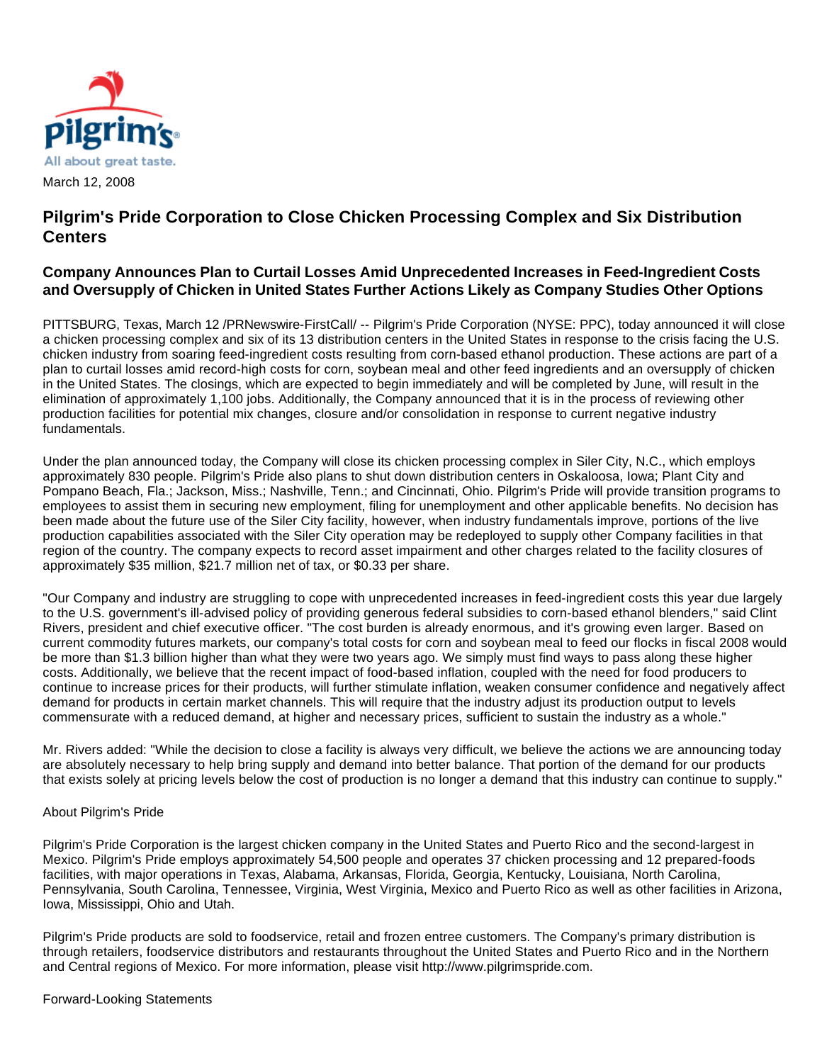Pilgrim's

All about great taste.

March 12, 2008

## Pilgrim's Pride Corporation to Close Chicken Processing Complex and Six Distribution Centers

### Company Announces Plan to Curtail Losses Amid Unprecedented Increases in Feed-Ingredient Costs and Oversupply of Chicken in United States Further Actions Likely as Company Studies Other Options

PITTSBURG, Texas, March 12 /PRNewswire-FirstCall/ -- Pilgrim's Pride Corporation (NYSE: PPC), today announced it will close a chicken processing complex and six of its 13 distribution centers in the United States in response to the crisis facing the U.S. chicken industry from soaring feed-ingredient costs resulting from corn-based ethanol production. These actions are part of a plan to curtail losses amid record-high costs for corn, soybean meal and other feed ingredients and an oversupply of chicken in the United States. The closings, which are expected to begin immediately and will be completed by June, will result in the elimination of approximately 1,100 jobs. Additionally, the Company announced that it is in the process of reviewing other production facilities for potential mix changes, closure and/or consolidation in response to current negative industry fundamentals.

Under the plan announced today, the Company will close its chicken processing complex in Siler City, N.C., which employs approximately 830 people. Pilgrim's Pride also plans to shut down distribution centers in Oskaloosa, Iowa; Plant City and Pompano Beach, Fla.; Jackson, Miss.; Nashville, Tenn.; and Cincinnati, Ohio. Pilgrim's Pride will provide transition programs to employees to assist them in securing new employment, filing for unemployment and other applicable benefits. No decision has been made about the future use of the Siler City facility, however, when industry fundamentals improve, portions of the live production capabilities associated with the Siler City operation may be redeployed to supply other Company facilities in that region of the country. The company expects to record asset impairment and other charges related to the facility closures of approximately $35 million, $21.7 million net of tax, or $0.33 per share.

"Our Company and industry are struggling to cope with unprecedented increases in feed-ingredient costs this year due largely to the U.S. government's ill-advised policy of providing generous federal subsidies to corn-based ethanol blenders," said Clint Rivers, president and chief executive officer. "The cost burden is already enormous, and it's growing even larger. Based on current commodity futures markets, our company's total costs for corn and soybean meal to feed our flocks in fiscal 2008 would be more than $1.3 billion higher than what they were two years ago. We simply must find ways to pass along these higher costs. Additionally, we believe that the recent impact of food-based inflation, coupled with the need for food producers to continue to increase prices for their products, will further stimulate inflation, weaken consumer confidence and negatively affect demand for products in certain market channels. This will require that the industry adjust its production output to levels commensurate with a reduced demand, at higher and necessary prices, sufficient to sustain the industry as a whole."

Mr. Rivers added: "While the decision to close a facility is always very difficult, we believe the actions we are announcing today are absolutely necessary to help bring supply and demand into better balance. That portion of the demand for our products that exists solely at pricing levels below the cost of production is no longer a demand that this industry can continue to supply."

About Pilgrim's Pride

Pilgrim's Pride Corporation is the largest chicken company in the United States and Puerto Rico and the second-largest in Mexico. Pilgrim's Pride employs approximately 54,500 people and operates 37 chicken processing and 12 prepared-foods facilities, with major operations in Texas, Alabama, Arkansas, Florida, Georgia, Kentucky, Louisiana, North Carolina, Pennsylvania, South Carolina, Tennessee, Virginia, West Virginia, Mexico and Puerto Rico as well as other facilities in Arizona, Iowa, Mississippi, Ohio and Utah.

Pilgrim's Pride products are sold to foodservice, retail and frozen entree customers. The Company's primary distribution is through retailers, foodservice distributors and restaurants throughout the United States and Puerto Rico and in the Northern and Central regions of Mexico. For more information, please visit http://www.pilgrimspride.com.

Forward-Looking Statements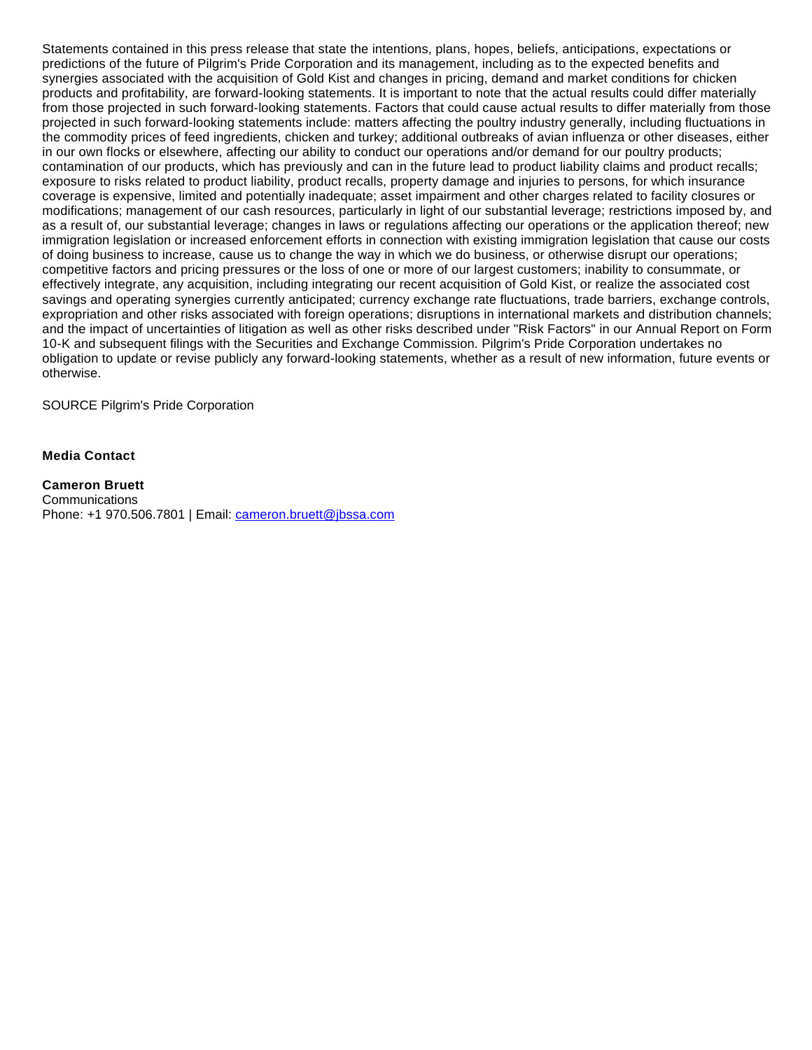Statements contained in this press release that state the intentions, plans, hopes, beliefs, anticipations, expectations or predictions of the future of Pilgrim's Pride Corporation and its management, including as to the expected benefits and synergies associated with the acquisition of Gold Kist and changes in pricing, demand and market conditions for chicken products and profitability, are forward-looking statements. It is important to note that the actual results could differ materially from those projected in such forward-looking statements. Factors that could cause actual results to differ materially from those projected in such forward-looking statements include: matters affecting the poultry industry generally, including fluctuations in the commodity prices of feed ingredients, chicken and turkey; additional outbreaks of avian influenza or other diseases, either in our own flocks or elsewhere, affecting our ability to conduct our operations and/or demand for our poultry products; contamination of our products, which has previously and can in the future lead to product liability claims and product recalls; exposure to risks related to product liability, product recalls, property damage and injuries to persons, for which insurance coverage is expensive, limited and potentially inadequate; asset impairment and other charges related to facility closures or modifications; management of our cash resources, particularly in light of our substantial leverage; restrictions imposed by, and as a result of, our substantial leverage; changes in laws or regulations affecting our operations or the application thereof; new immigration legislation or increased enforcement efforts in connection with existing immigration legislation that cause our costs of doing business to increase, cause us to change the way in which we do business, or otherwise disrupt our operations; competitive factors and pricing pressures or the loss of one or more of our largest customers; inability to consummate, or effectively integrate, any acquisition, including integrating our recent acquisition of Gold Kist, or realize the associated cost savings and operating synergies currently anticipated; currency exchange rate fluctuations, trade barriers, exchange controls, expropriation and other risks associated with foreign operations; disruptions in international markets and distribution channels; and the impact of uncertainties of litigation as well as other risks described under "Risk Factors" in our Annual Report on Form 10-K and subsequent filings with the Securities and Exchange Commission. Pilgrim's Pride Corporation undertakes no obligation to update or revise publicly any forward-looking statements, whether as a result of new information, future events or otherwise.

SOURCE Pilgrim's Pride Corporation

**Media Contact**

**Cameron Bruett**
Communications
Phone: +1 970.506.7801 | Email: cameron.bruett@jbssa.com